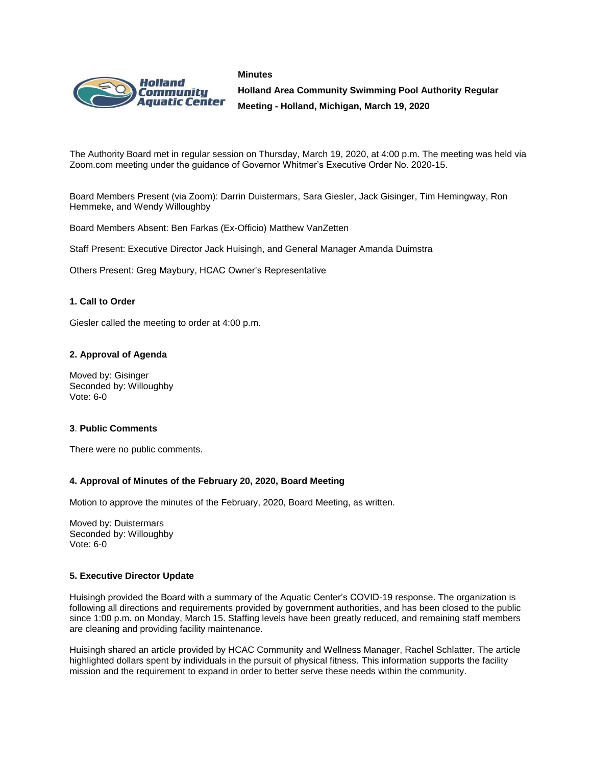**Minutes**

**Holland Area Community Swimming Pool Authority Regular Meeting - Holland, Michigan, March 19, 2020**

The Authority Board met in regular session on Thursday, March 19, 2020, at 4:00 p.m. The meeting was held via Zoom.com meeting under the guidance of Governor Whitmer's Executive Order No. 2020-15.

Board Members Present (via Zoom): Darrin Duistermars, Sara Giesler, Jack Gisinger, Tim Hemingway, Ron Hemmeke, and Wendy Willoughby

Board Members Absent: Ben Farkas (Ex-Officio) Matthew VanZetten

Staff Present: Executive Director Jack Huisingh, and General Manager Amanda Duimstra

Others Present: Greg Maybury, HCAC Owner's Representative

**1. Call to Order**

Giesler called the meeting to order at 4:00 p.m.

**2. Approval of Agenda**

Moved by: Gisinger
Seconded by: Willoughby
Vote: 6-0

**3**. **Public Comments**

There were no public comments.

**4. Approval of Minutes of the February 20, 2020, Board Meeting**

Motion to approve the minutes of the February, 2020, Board Meeting, as written.

Moved by: Duistermars
Seconded by: Willoughby
Vote: 6-0

**5. Executive Director Update**

Huisingh provided the Board with a summary of the Aquatic Center's COVID-19 response. The organization is following all directions and requirements provided by government authorities, and has been closed to the public since 1:00 p.m. on Monday, March 15. Staffing levels have been greatly reduced, and remaining staff members are cleaning and providing facility maintenance.

Huisingh shared an article provided by HCAC Community and Wellness Manager, Rachel Schlatter. The article highlighted dollars spent by individuals in the pursuit of physical fitness. This information supports the facility mission and the requirement to expand in order to better serve these needs within the community.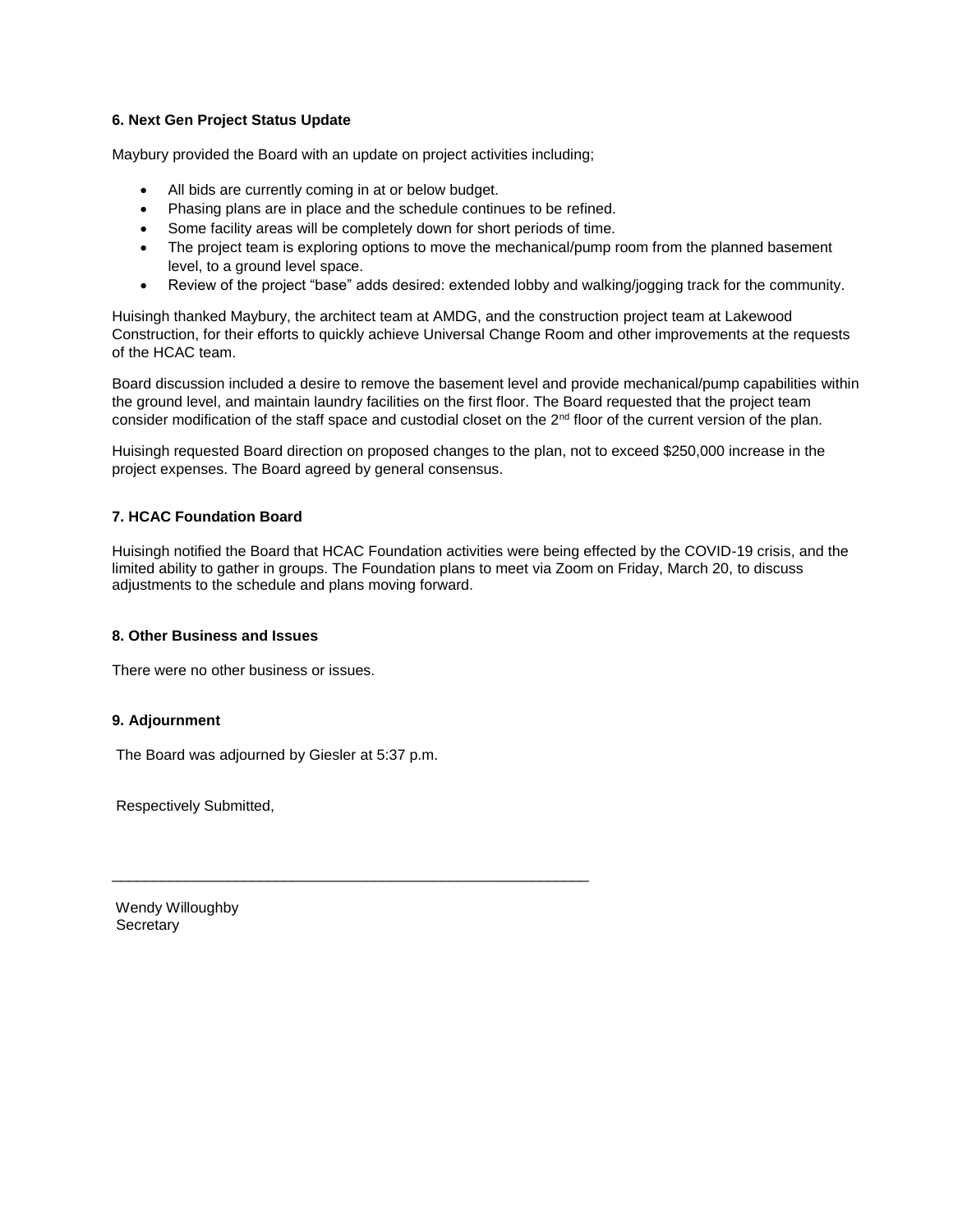### 6. Next Gen Project Status Update

Maybury provided the Board with an update on project activities including;

- All bids are currently coming in at or below budget.
- Phasing plans are in place and the schedule continues to be refined.
- Some facility areas will be completely down for short periods of time.
- The project team is exploring options to move the mechanical/pump room from the planned basement level, to a ground level space.
- Review of the project "base" adds desired: extended lobby and walking/jogging track for the community.

Huisingh thanked Maybury, the architect team at AMDG, and the construction project team at Lakewood Construction, for their efforts to quickly achieve Universal Change Room and other improvements at the requests of the HCAC team.

Board discussion included a desire to remove the basement level and provide mechanical/pump capabilities within the ground level, and maintain laundry facilities on the first floor. The Board requested that the project team consider modification of the staff space and custodial closet on the 2nd floor of the current version of the plan.

Huisingh requested Board direction on proposed changes to the plan, not to exceed $250,000 increase in the project expenses. The Board agreed by general consensus.

### 7. HCAC Foundation Board

Huisingh notified the Board that HCAC Foundation activities were being effected by the COVID-19 crisis, and the limited ability to gather in groups. The Foundation plans to meet via Zoom on Friday, March 20, to discuss adjustments to the schedule and plans moving forward.

### 8. Other Business and Issues

There were no other business or issues.

### 9. Adjournment

The Board was adjourned by Giesler at 5:37 p.m.

Respectively Submitted,

\_\_\_\_\_\_\_\_\_\_\_\_\_\_\_\_\_\_\_\_\_\_\_\_\_\_\_\_\_\_\_\_\_\_\_\_\_\_\_\_\_\_\_\_\_\_\_\_\_\_\_\_\_\_\_\_

Wendy Willoughby
Secretary